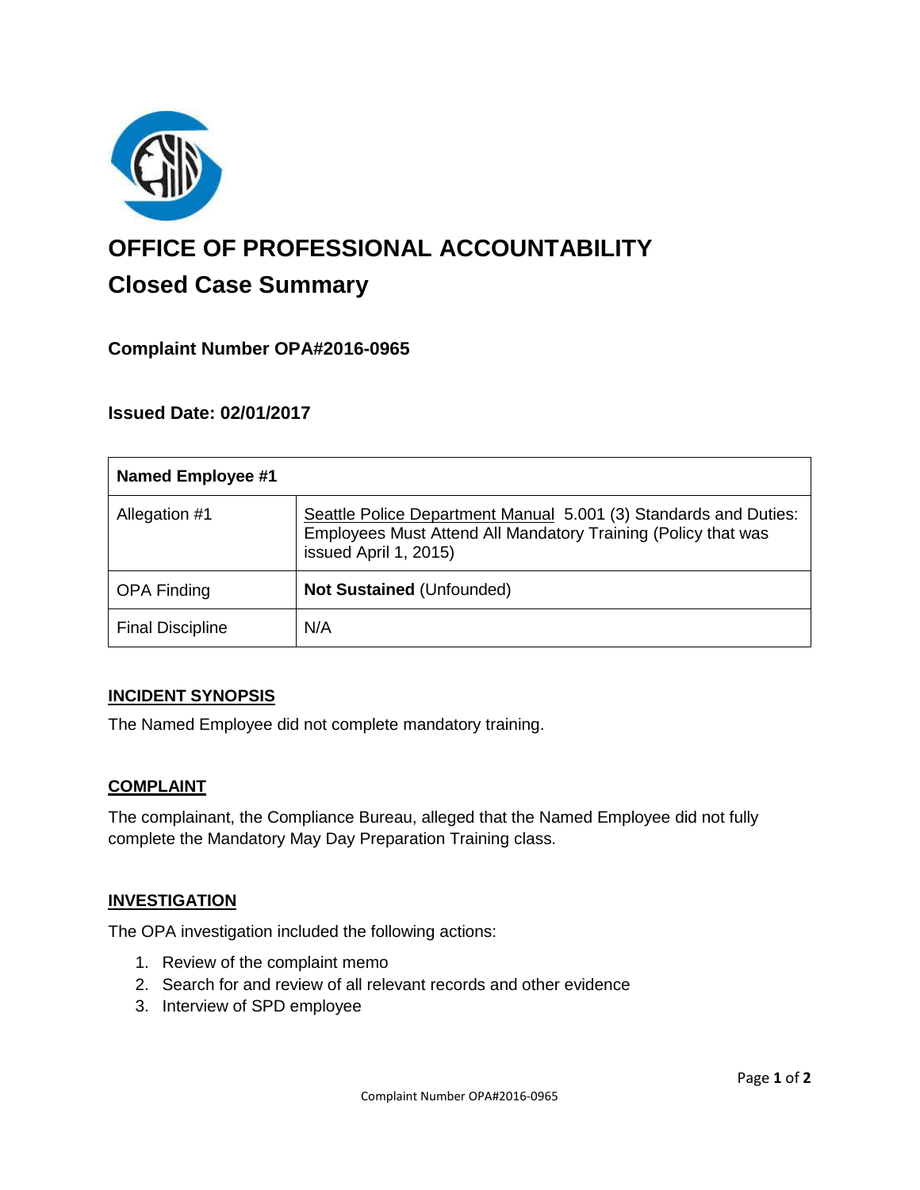# OFFICE OF PROFESSIONAL ACCOUNTABILITY

## Closed Case Summary

### Complaint Number OPA#2016-0965

### Issued Date: 02/01/2017

| **Named Employee #1** | |
| --- | --- |
| Allegation #1 | Seattle Police Department Manual 5.001 (3) Standards and Duties: Employees Must Attend All Mandatory Training (Policy that was issued April 1, 2015) |
| OPA Finding | **Not Sustained** (Unfounded) |
| Final Discipline | N/A |

#### INCIDENT SYNOPSIS

The Named Employee did not complete mandatory training.

#### COMPLAINT

The complainant, the Compliance Bureau, alleged that the Named Employee did not fully complete the Mandatory May Day Preparation Training class.

#### INVESTIGATION

The OPA investigation included the following actions:

1. Review of the complaint memo
2. Search for and review of all relevant records and other evidence
3. Interview of SPD employee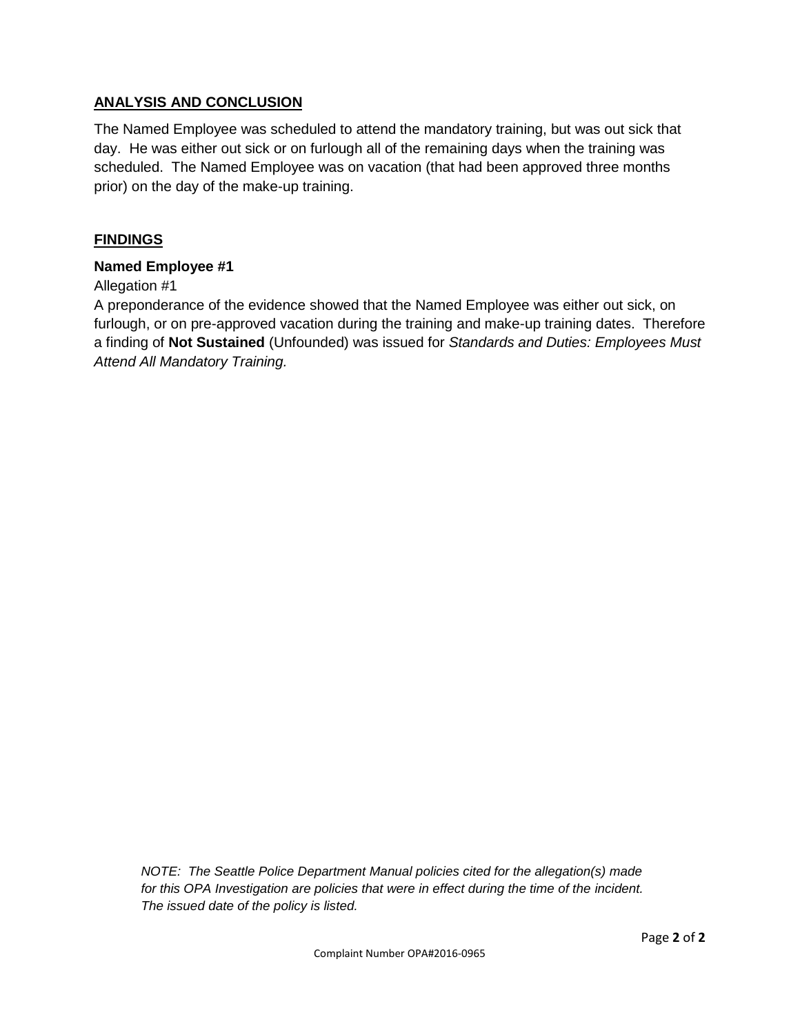## ANALYSIS AND CONCLUSION

The Named Employee was scheduled to attend the mandatory training, but was out sick that day. He was either out sick or on furlough all of the remaining days when the training was scheduled. The Named Employee was on vacation (that had been approved three months prior) on the day of the make-up training.

## FINDINGS

**Named Employee #1**

Allegation #1

A preponderance of the evidence showed that the Named Employee was either out sick, on furlough, or on pre-approved vacation during the training and make-up training dates. Therefore a finding of **Not Sustained** (Unfounded) was issued for *Standards and Duties: Employees Must Attend All Mandatory Training.*

*NOTE: The Seattle Police Department Manual policies cited for the allegation(s) made for this OPA Investigation are policies that were in effect during the time of the incident. The issued date of the policy is listed.*

Complaint Number OPA#2016-0965